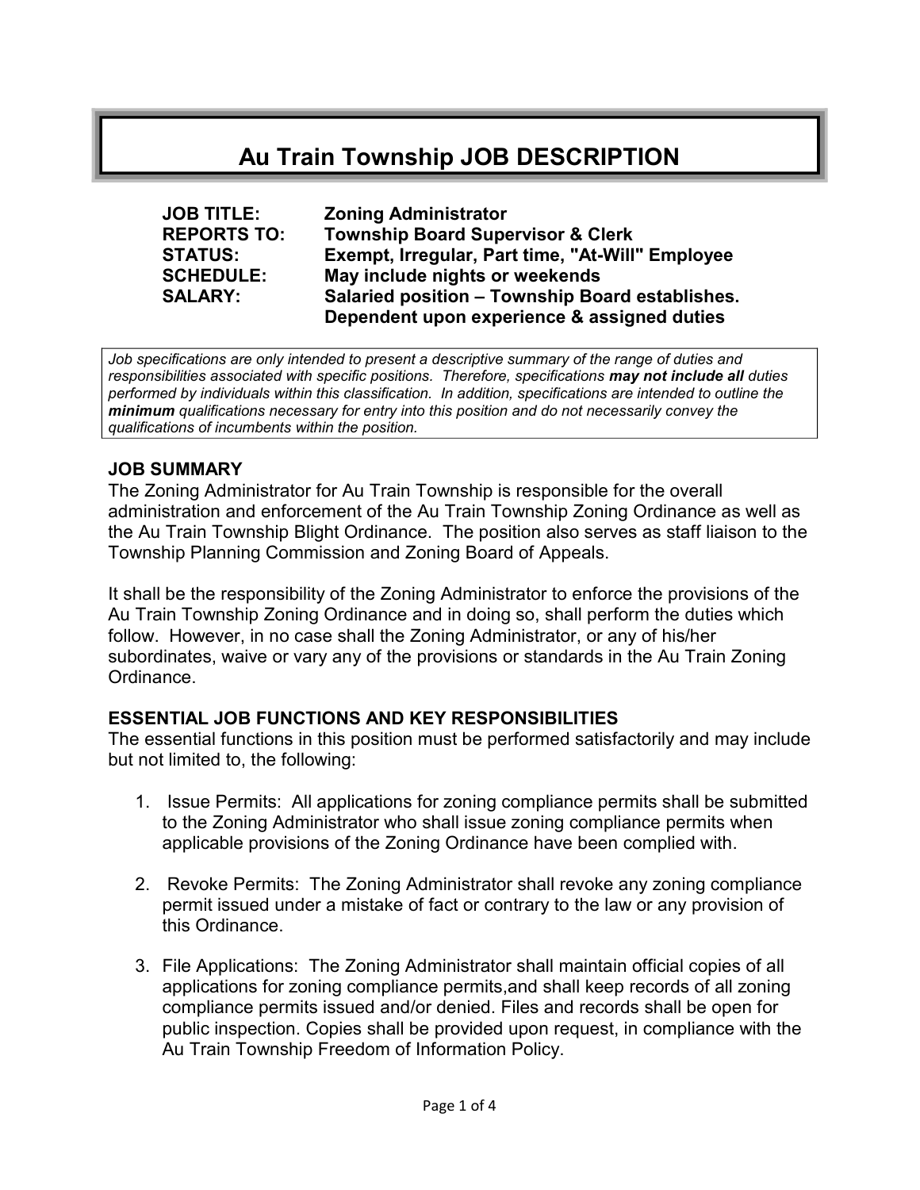# Au Train Township JOB DESCRIPTION

**JOB TITLE:** **Zoning Administrator**
**REPORTS TO:** **Township Board Supervisor & Clerk**
**STATUS:** **Exempt, Irregular, Part time, "At-Will" Employee**
**SCHEDULE:** **May include nights or weekends**
**SALARY:** **Salaried position – Township Board establishes. Dependent upon experience & assigned duties**

*Job specifications are only intended to present a descriptive summary of the range of duties and responsibilities associated with specific positions. Therefore, specifications* ***may not include all*** *duties performed by individuals within this classification. In addition, specifications are intended to outline the* ***minimum*** *qualifications necessary for entry into this position and do not necessarily convey the qualifications of incumbents within the position.*

## JOB SUMMARY

The Zoning Administrator for Au Train Township is responsible for the overall administration and enforcement of the Au Train Township Zoning Ordinance as well as the Au Train Township Blight Ordinance. The position also serves as staff liaison to the Township Planning Commission and Zoning Board of Appeals.

It shall be the responsibility of the Zoning Administrator to enforce the provisions of the Au Train Township Zoning Ordinance and in doing so, shall perform the duties which follow. However, in no case shall the Zoning Administrator, or any of his/her subordinates, waive or vary any of the provisions or standards in the Au Train Zoning Ordinance.

## ESSENTIAL JOB FUNCTIONS AND KEY RESPONSIBILITIES

The essential functions in this position must be performed satisfactorily and may include but not limited to, the following:

1. Issue Permits: All applications for zoning compliance permits shall be submitted to the Zoning Administrator who shall issue zoning compliance permits when applicable provisions of the Zoning Ordinance have been complied with.

2. Revoke Permits: The Zoning Administrator shall revoke any zoning compliance permit issued under a mistake of fact or contrary to the law or any provision of this Ordinance.

3. File Applications: The Zoning Administrator shall maintain official copies of all applications for zoning compliance permits,and shall keep records of all zoning compliance permits issued and/or denied. Files and records shall be open for public inspection. Copies shall be provided upon request, in compliance with the Au Train Township Freedom of Information Policy.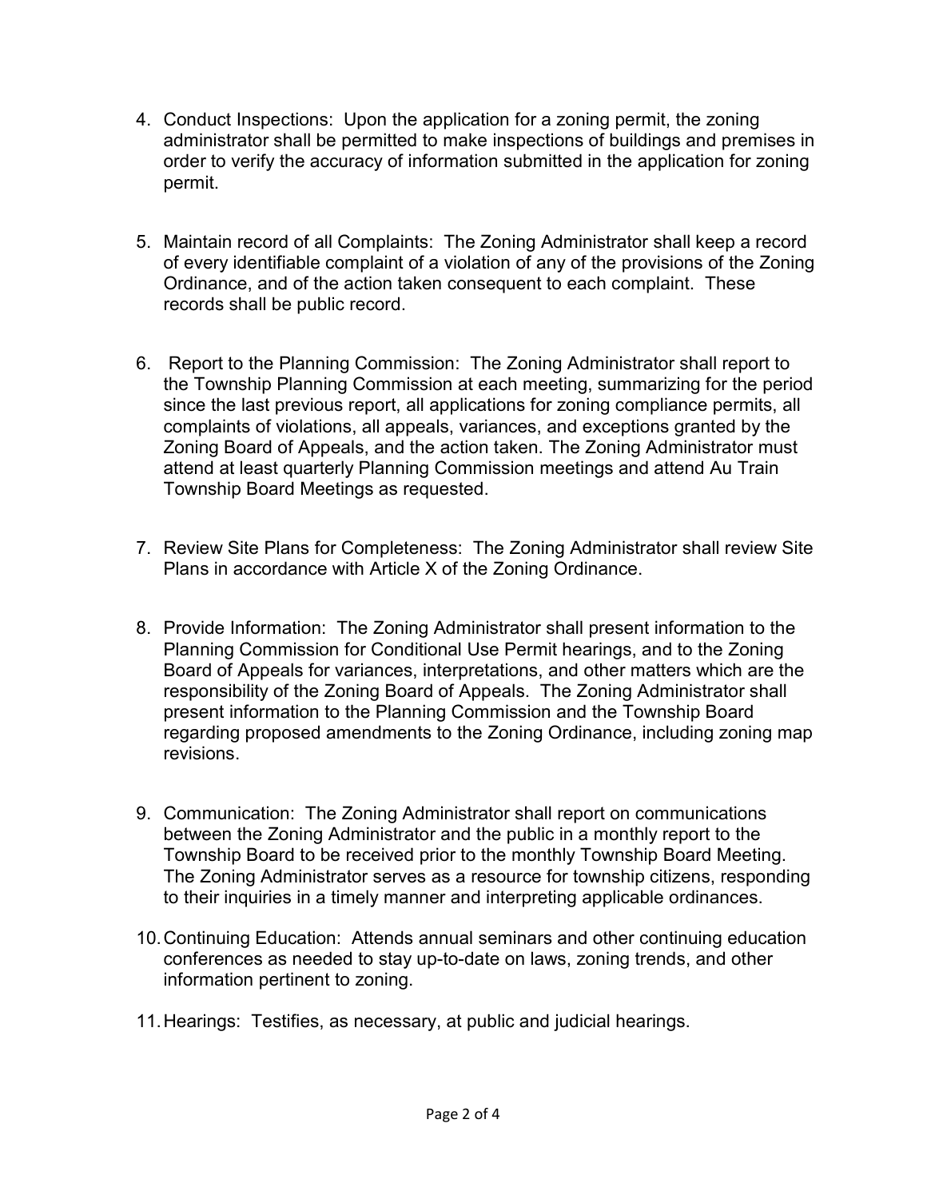4. Conduct Inspections: Upon the application for a zoning permit, the zoning administrator shall be permitted to make inspections of buildings and premises in order to verify the accuracy of information submitted in the application for zoning permit.

5. Maintain record of all Complaints: The Zoning Administrator shall keep a record of every identifiable complaint of a violation of any of the provisions of the Zoning Ordinance, and of the action taken consequent to each complaint. These records shall be public record.

6. Report to the Planning Commission: The Zoning Administrator shall report to the Township Planning Commission at each meeting, summarizing for the period since the last previous report, all applications for zoning compliance permits, all complaints of violations, all appeals, variances, and exceptions granted by the Zoning Board of Appeals, and the action taken. The Zoning Administrator must attend at least quarterly Planning Commission meetings and attend Au Train Township Board Meetings as requested.

7. Review Site Plans for Completeness: The Zoning Administrator shall review Site Plans in accordance with Article X of the Zoning Ordinance.

8. Provide Information: The Zoning Administrator shall present information to the Planning Commission for Conditional Use Permit hearings, and to the Zoning Board of Appeals for variances, interpretations, and other matters which are the responsibility of the Zoning Board of Appeals. The Zoning Administrator shall present information to the Planning Commission and the Township Board regarding proposed amendments to the Zoning Ordinance, including zoning map revisions.

9. Communication: The Zoning Administrator shall report on communications between the Zoning Administrator and the public in a monthly report to the Township Board to be received prior to the monthly Township Board Meeting. The Zoning Administrator serves as a resource for township citizens, responding to their inquiries in a timely manner and interpreting applicable ordinances.

10. Continuing Education: Attends annual seminars and other continuing education conferences as needed to stay up-to-date on laws, zoning trends, and other information pertinent to zoning.

11. Hearings: Testifies, as necessary, at public and judicial hearings.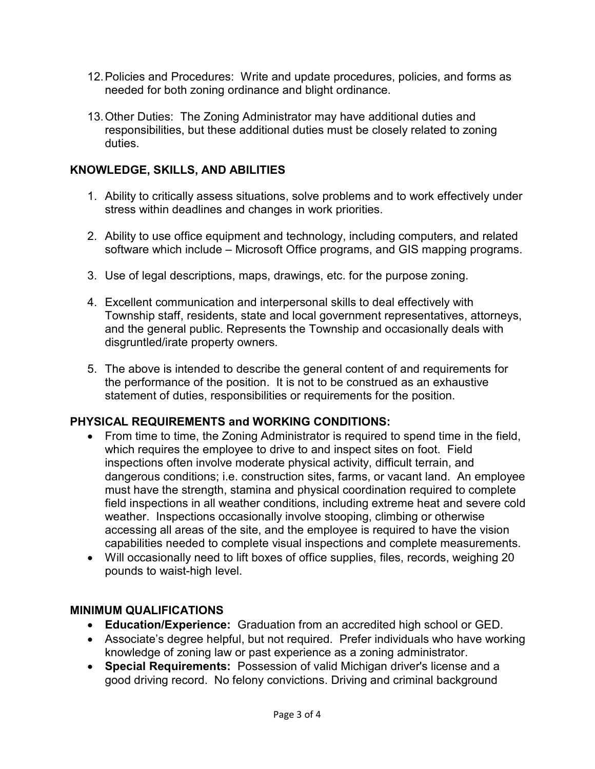12. Policies and Procedures: Write and update procedures, policies, and forms as needed for both zoning ordinance and blight ordinance.

13. Other Duties: The Zoning Administrator may have additional duties and responsibilities, but these additional duties must be closely related to zoning duties.

## KNOWLEDGE, SKILLS, AND ABILITIES

1. Ability to critically assess situations, solve problems and to work effectively under stress within deadlines and changes in work priorities.

2. Ability to use office equipment and technology, including computers, and related software which include – Microsoft Office programs, and GIS mapping programs.

3. Use of legal descriptions, maps, drawings, etc. for the purpose zoning.

4. Excellent communication and interpersonal skills to deal effectively with Township staff, residents, state and local government representatives, attorneys, and the general public. Represents the Township and occasionally deals with disgruntled/irate property owners.

5. The above is intended to describe the general content of and requirements for the performance of the position. It is not to be construed as an exhaustive statement of duties, responsibilities or requirements for the position.

## PHYSICAL REQUIREMENTS and WORKING CONDITIONS:

- From time to time, the Zoning Administrator is required to spend time in the field, which requires the employee to drive to and inspect sites on foot. Field inspections often involve moderate physical activity, difficult terrain, and dangerous conditions; i.e. construction sites, farms, or vacant land. An employee must have the strength, stamina and physical coordination required to complete field inspections in all weather conditions, including extreme heat and severe cold weather. Inspections occasionally involve stooping, climbing or otherwise accessing all areas of the site, and the employee is required to have the vision capabilities needed to complete visual inspections and complete measurements.
- Will occasionally need to lift boxes of office supplies, files, records, weighing 20 pounds to waist-high level.

## MINIMUM QUALIFICATIONS

- **Education/Experience:** Graduation from an accredited high school or GED.
- Associate's degree helpful, but not required. Prefer individuals who have working knowledge of zoning law or past experience as a zoning administrator.
- **Special Requirements:** Possession of valid Michigan driver's license and a good driving record. No felony convictions. Driving and criminal background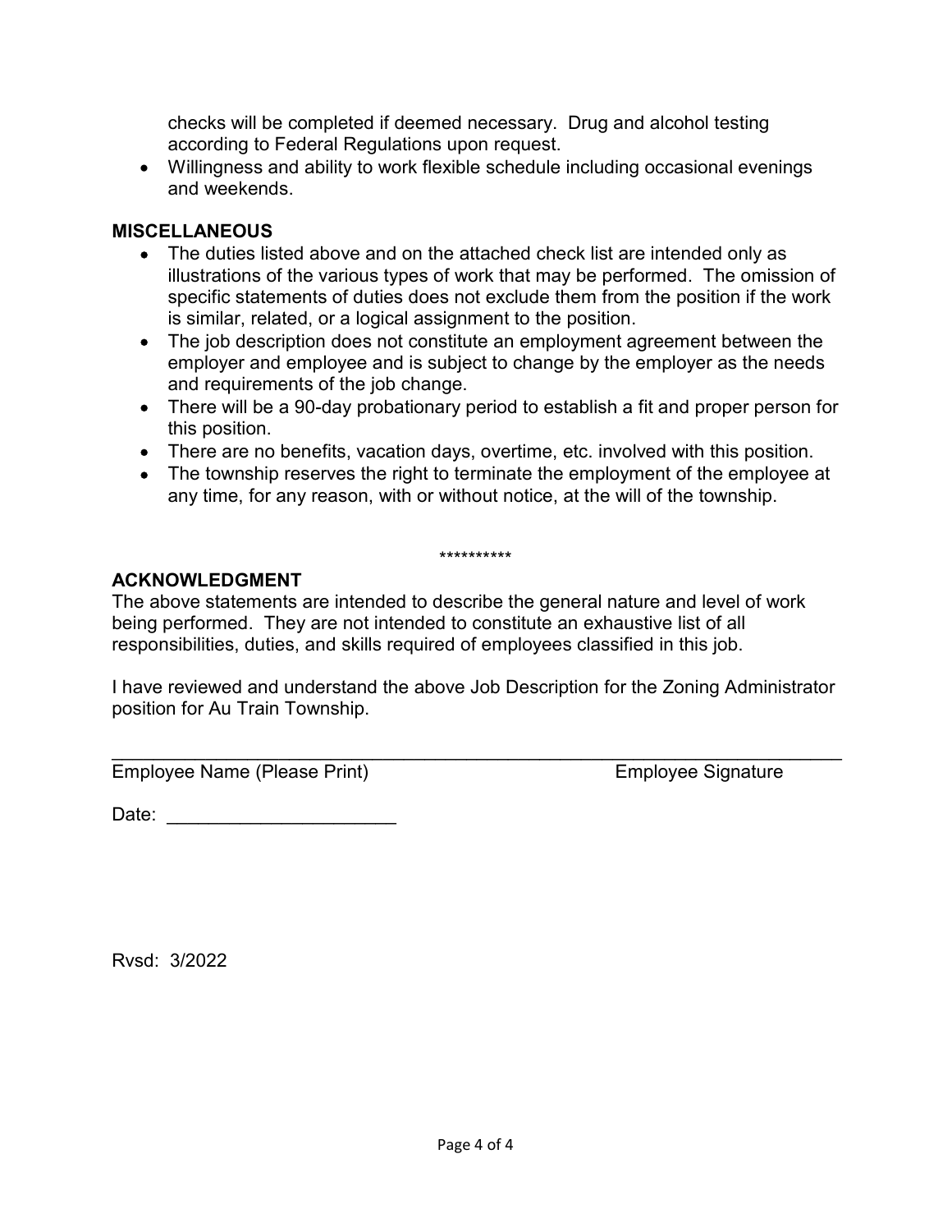checks will be completed if deemed necessary. Drug and alcohol testing according to Federal Regulations upon request.

- Willingness and ability to work flexible schedule including occasional evenings and weekends.

**MISCELLANEOUS**

- The duties listed above and on the attached check list are intended only as illustrations of the various types of work that may be performed. The omission of specific statements of duties does not exclude them from the position if the work is similar, related, or a logical assignment to the position.
- The job description does not constitute an employment agreement between the employer and employee and is subject to change by the employer as the needs and requirements of the job change.
- There will be a 90-day probationary period to establish a fit and proper person for this position.
- There are no benefits, vacation days, overtime, etc. involved with this position.
- The township reserves the right to terminate the employment of the employee at any time, for any reason, with or without notice, at the will of the township.

**********

**ACKNOWLEDGMENT**

The above statements are intended to describe the general nature and level of work being performed. They are not intended to constitute an exhaustive list of all responsibilities, duties, and skills required of employees classified in this job.

I have reviewed and understand the above Job Description for the Zoning Administrator position for Au Train Township.

_____________________________________________________________________

Employee Name (Please Print) Employee Signature

Date: ______________________

Rvsd: 3/2022